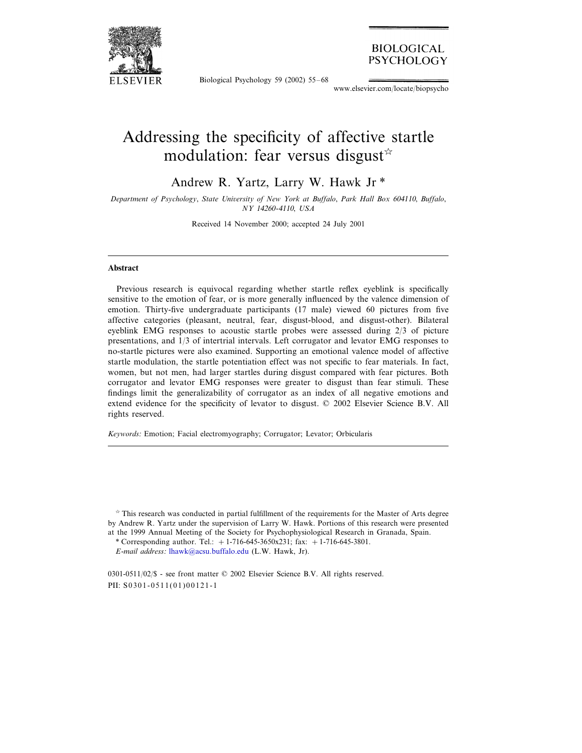# Addressing the specificity of affective startle modulation: fear versus disgust☆

Andrew R. Yartz, Larry W. Hawk Jr *

*Department of Psychology, State University of New York at Buffalo, Park Hall Box 604110, Buffalo, NY 14260-4110, USA*

Received 14 November 2000; accepted 24 July 2001

---

### Abstract

Previous research is equivocal regarding whether startle reflex eyeblink is specifically sensitive to the emotion of fear, or is more generally influenced by the valence dimension of emotion. Thirty-five undergraduate participants (17 male) viewed 60 pictures from five affective categories (pleasant, neutral, fear, disgust-blood, and disgust-other). Bilateral eyeblink EMG responses to acoustic startle probes were assessed during 2/3 of picture presentations, and 1/3 of intertrial intervals. Left corrugator and levator EMG responses to no-startle pictures were also examined. Supporting an emotional valence model of affective startle modulation, the startle potentiation effect was not specific to fear materials. In fact, women, but not men, had larger startles during disgust compared with fear pictures. Both corrugator and levator EMG responses were greater to disgust than fear stimuli. These findings limit the generalizability of corrugator as an index of all negative emotions and extend evidence for the specificity of levator to disgust. © 2002 Elsevier Science B.V. All rights reserved.

*Keywords:* Emotion; Facial electromyography; Corrugator; Levator; Orbicularis

---

☆ This research was conducted in partial fulfillment of the requirements for the Master of Arts degree by Andrew R. Yartz under the supervision of Larry W. Hawk. Portions of this research were presented at the 1999 Annual Meeting of the Society for Psychophysiological Research in Granada, Spain.

\* Corresponding author. Tel.: +1-716-645-3650x231; fax: +1-716-645-3801.

*E-mail address:* lhawk@acsu.buffalo.edu (L.W. Hawk, Jr).

0301-0511/02/$ - see front matter © 2002 Elsevier Science B.V. All rights reserved.

PII: S0301-0511(01)00121-1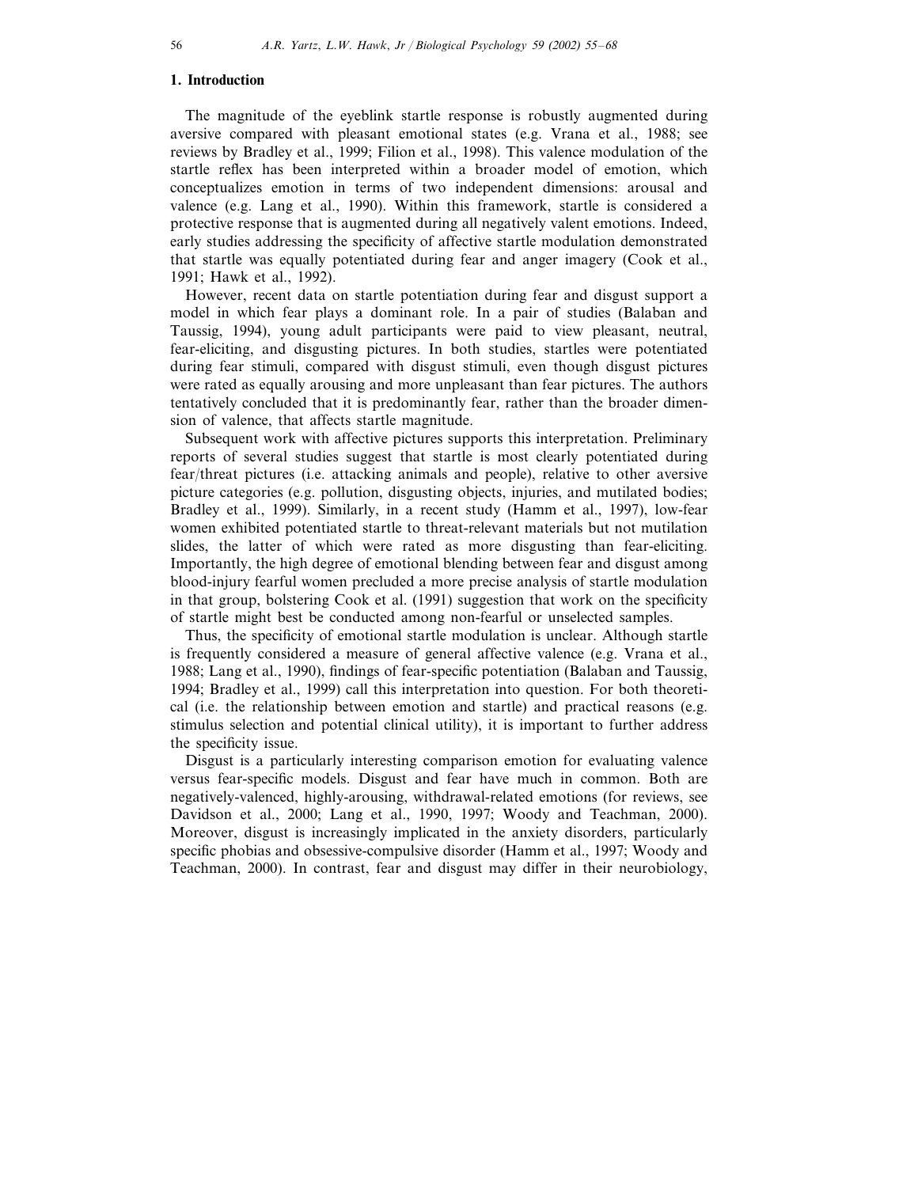## 1. Introduction

The magnitude of the eyeblink startle response is robustly augmented during aversive compared with pleasant emotional states (e.g. Vrana et al., 1988; see reviews by Bradley et al., 1999; Filion et al., 1998). This valence modulation of the startle reflex has been interpreted within a broader model of emotion, which conceptualizes emotion in terms of two independent dimensions: arousal and valence (e.g. Lang et al., 1990). Within this framework, startle is considered a protective response that is augmented during all negatively valent emotions. Indeed, early studies addressing the specificity of affective startle modulation demonstrated that startle was equally potentiated during fear and anger imagery (Cook et al., 1991; Hawk et al., 1992).

However, recent data on startle potentiation during fear and disgust support a model in which fear plays a dominant role. In a pair of studies (Balaban and Taussig, 1994), young adult participants were paid to view pleasant, neutral, fear-eliciting, and disgusting pictures. In both studies, startles were potentiated during fear stimuli, compared with disgust stimuli, even though disgust pictures were rated as equally arousing and more unpleasant than fear pictures. The authors tentatively concluded that it is predominantly fear, rather than the broader dimension of valence, that affects startle magnitude.

Subsequent work with affective pictures supports this interpretation. Preliminary reports of several studies suggest that startle is most clearly potentiated during fear/threat pictures (i.e. attacking animals and people), relative to other aversive picture categories (e.g. pollution, disgusting objects, injuries, and mutilated bodies; Bradley et al., 1999). Similarly, in a recent study (Hamm et al., 1997), low-fear women exhibited potentiated startle to threat-relevant materials but not mutilation slides, the latter of which were rated as more disgusting than fear-eliciting. Importantly, the high degree of emotional blending between fear and disgust among blood-injury fearful women precluded a more precise analysis of startle modulation in that group, bolstering Cook et al. (1991) suggestion that work on the specificity of startle might best be conducted among non-fearful or unselected samples.

Thus, the specificity of emotional startle modulation is unclear. Although startle is frequently considered a measure of general affective valence (e.g. Vrana et al., 1988; Lang et al., 1990), findings of fear-specific potentiation (Balaban and Taussig, 1994; Bradley et al., 1999) call this interpretation into question. For both theoretical (i.e. the relationship between emotion and startle) and practical reasons (e.g. stimulus selection and potential clinical utility), it is important to further address the specificity issue.

Disgust is a particularly interesting comparison emotion for evaluating valence versus fear-specific models. Disgust and fear have much in common. Both are negatively-valenced, highly-arousing, withdrawal-related emotions (for reviews, see Davidson et al., 2000; Lang et al., 1990, 1997; Woody and Teachman, 2000). Moreover, disgust is increasingly implicated in the anxiety disorders, particularly specific phobias and obsessive-compulsive disorder (Hamm et al., 1997; Woody and Teachman, 2000). In contrast, fear and disgust may differ in their neurobiology,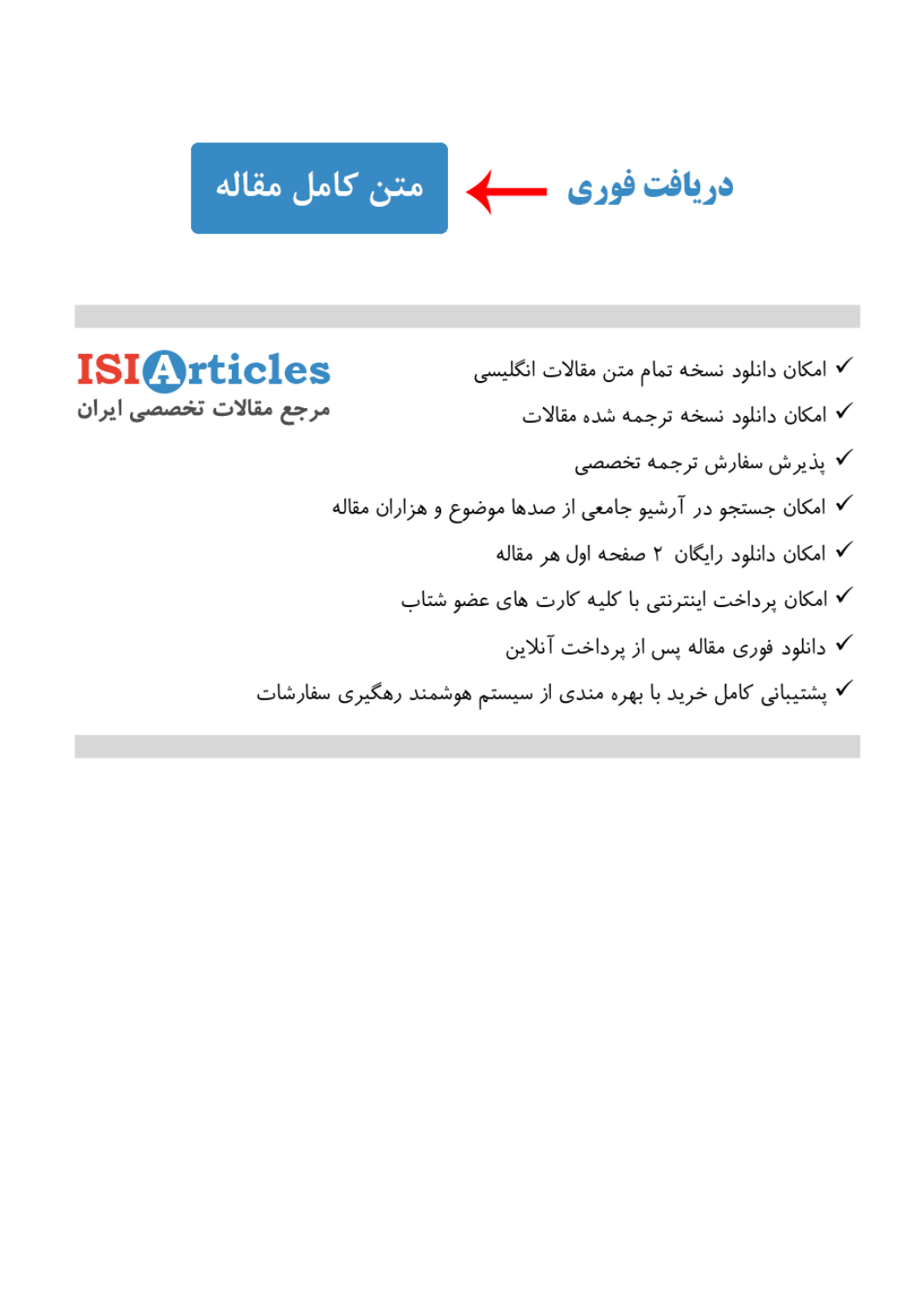دریافت فوری ← **متن کامل مقاله**

**ISIArticles**
مرجع مقالات تخصصی ایران

- ✓ امکان دانلود نسخه تمام متن مقالات انگلیسی
- ✓ امکان دانلود نسخه ترجمه شده مقالات
- ✓ پذیرش سفارش ترجمه تخصصی
- ✓ امکان جستجو در آرشیو جامعی از صدها موضوع و هزاران مقاله
- ✓ امکان دانلود رایگان ۲ صفحه اول هر مقاله
- ✓ امکان پرداخت اینترنتی با کلیه کارت های عضو شتاب
- ✓ دانلود فوری مقاله پس از پرداخت آنلاین
- ✓ پشتیبانی کامل خرید با بهره مندی از سیستم هوشمند رهگیری سفارشات